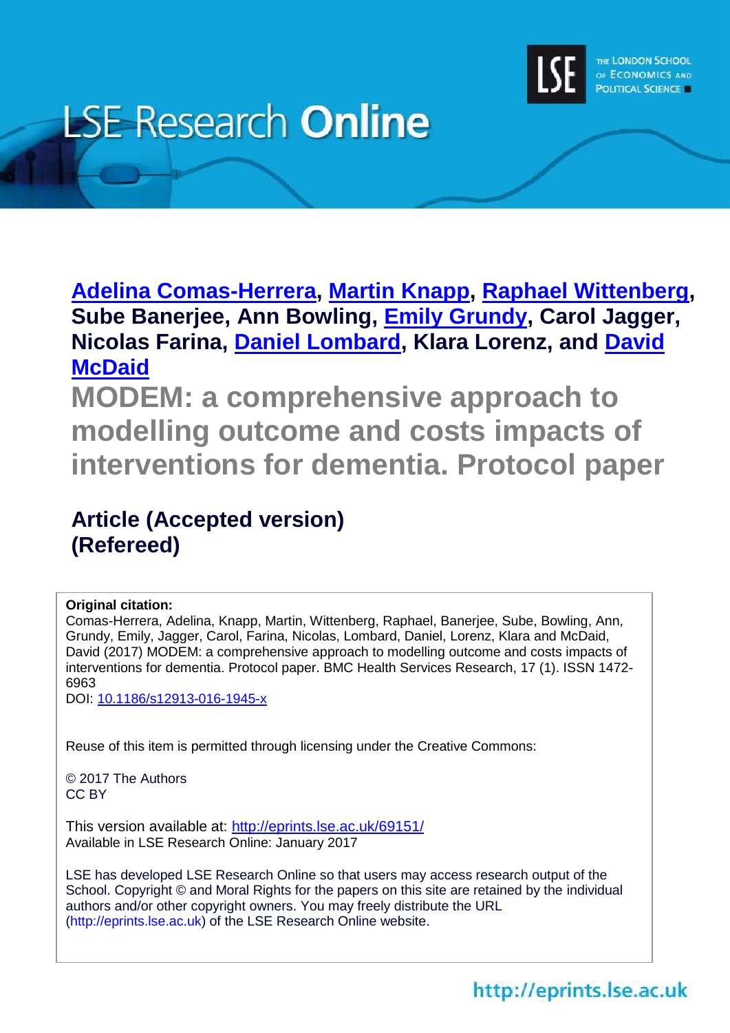LSE Research Online

**[Adelina Comas-Herrera](), [Martin Knapp](), [Raphael Wittenberg](), Sube Banerjee, Ann Bowling, [Emily Grundy](), Carol Jagger, Nicolas Farina, [Daniel Lombard](), Klara Lorenz, and [David McDaid]()**

# MODEM: a comprehensive approach to modelling outcome and costs impacts of interventions for dementia. Protocol paper

## Article (Accepted version) (Refereed)

**Original citation:**
Comas-Herrera, Adelina, Knapp, Martin, Wittenberg, Raphael, Banerjee, Sube, Bowling, Ann, Grundy, Emily, Jagger, Carol, Farina, Nicolas, Lombard, Daniel, Lorenz, Klara and McDaid, David (2017) MODEM: a comprehensive approach to modelling outcome and costs impacts of interventions for dementia. Protocol paper. BMC Health Services Research, 17 (1). ISSN 1472-6963
DOI: [10.1186/s12913-016-1945-x]()

Reuse of this item is permitted through licensing under the Creative Commons:

© 2017 The Authors
CC BY

This version available at: [http://eprints.lse.ac.uk/69151/](http://eprints.lse.ac.uk/69151/)
Available in LSE Research Online: January 2017

LSE has developed LSE Research Online so that users may access research output of the School. Copyright © and Moral Rights for the papers on this site are retained by the individual authors and/or other copyright owners. You may freely distribute the URL (http://eprints.lse.ac.uk) of the LSE Research Online website.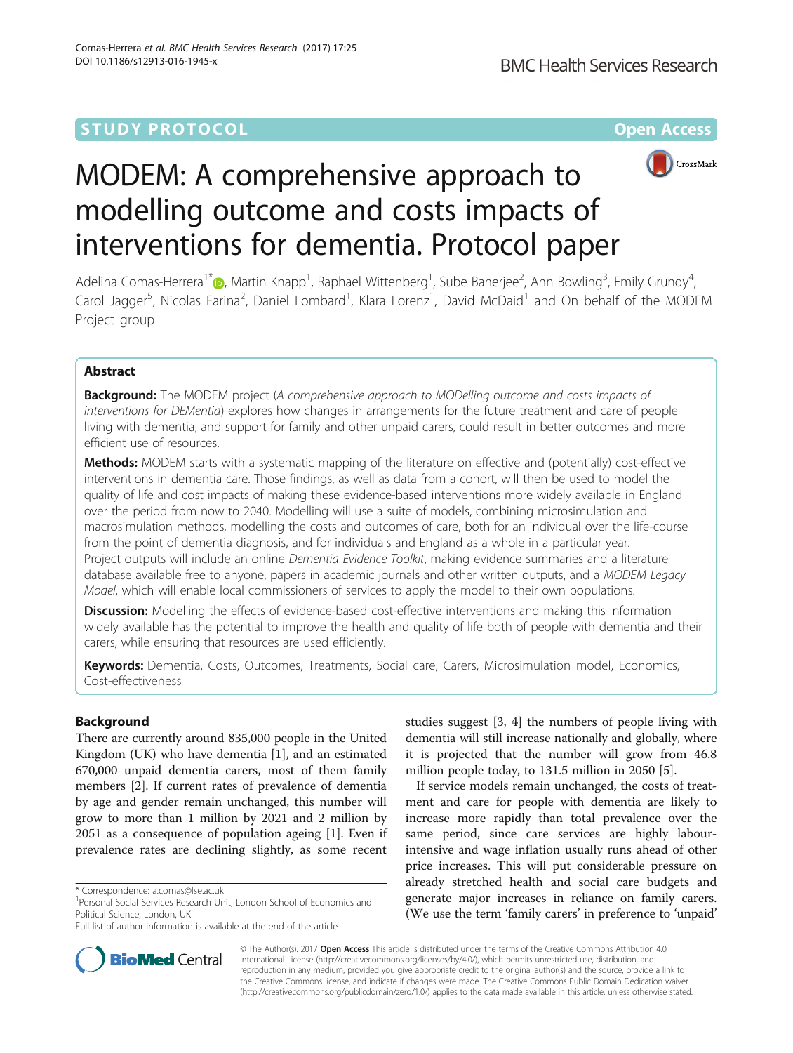# MODEM: A comprehensive approach to modelling outcome and costs impacts of interventions for dementia. Protocol paper

Adelina Comas-Herrera[1*], Martin Knapp[1], Raphael Wittenberg[1], Sube Banerjee[2], Ann Bowling[3], Emily Grundy[4], Carol Jagger[5], Nicolas Farina[2], Daniel Lombard[1], Klara Lorenz[1], David McDaid[1] and On behalf of the MODEM Project group

## Abstract

**Background:** The MODEM project (*A comprehensive approach to MODelling outcome and costs impacts of interventions for DEMentia*) explores how changes in arrangements for the future treatment and care of people living with dementia, and support for family and other unpaid carers, could result in better outcomes and more efficient use of resources.

**Methods:** MODEM starts with a systematic mapping of the literature on effective and (potentially) cost-effective interventions in dementia care. Those findings, as well as data from a cohort, will then be used to model the quality of life and cost impacts of making these evidence-based interventions more widely available in England over the period from now to 2040. Modelling will use a suite of models, combining microsimulation and macrosimulation methods, modelling the costs and outcomes of care, both for an individual over the life-course from the point of dementia diagnosis, and for individuals and England as a whole in a particular year. Project outputs will include an online *Dementia Evidence Toolkit*, making evidence summaries and a literature database available free to anyone, papers in academic journals and other written outputs, and a *MODEM Legacy Model*, which will enable local commissioners of services to apply the model to their own populations.

**Discussion:** Modelling the effects of evidence-based cost-effective interventions and making this information widely available has the potential to improve the health and quality of life both of people with dementia and their carers, while ensuring that resources are used efficiently.

**Keywords:** Dementia, Costs, Outcomes, Treatments, Social care, Carers, Microsimulation model, Economics, Cost-effectiveness

## Background

There are currently around 835,000 people in the United Kingdom (UK) who have dementia [1], and an estimated 670,000 unpaid dementia carers, most of them family members [2]. If current rates of prevalence of dementia by age and gender remain unchanged, this number will grow to more than 1 million by 2021 and 2 million by 2051 as a consequence of population ageing [1]. Even if prevalence rates are declining slightly, as some recent studies suggest [3, 4] the numbers of people living with dementia will still increase nationally and globally, where it is projected that the number will grow from 46.8 million people today, to 131.5 million in 2050 [5].

If service models remain unchanged, the costs of treatment and care for people with dementia are likely to increase more rapidly than total prevalence over the same period, since care services are highly labour-intensive and wage inflation usually runs ahead of other price increases. This will put considerable pressure on already stretched health and social care budgets and generate major increases in reliance on family carers. (We use the term 'family carers' in preference to 'unpaid'

\* Correspondence: a.comas@lse.ac.uk
[1]Personal Social Services Research Unit, London School of Economics and Political Science, London, UK
Full list of author information is available at the end of the article

© The Author(s). 2017 **Open Access** This article is distributed under the terms of the Creative Commons Attribution 4.0 International License (http://creativecommons.org/licenses/by/4.0/), which permits unrestricted use, distribution, and reproduction in any medium, provided you give appropriate credit to the original author(s) and the source, provide a link to the Creative Commons license, and indicate if changes were made. The Creative Commons Public Domain Dedication waiver (http://creativecommons.org/publicdomain/zero/1.0/) applies to the data made available in this article, unless otherwise stated.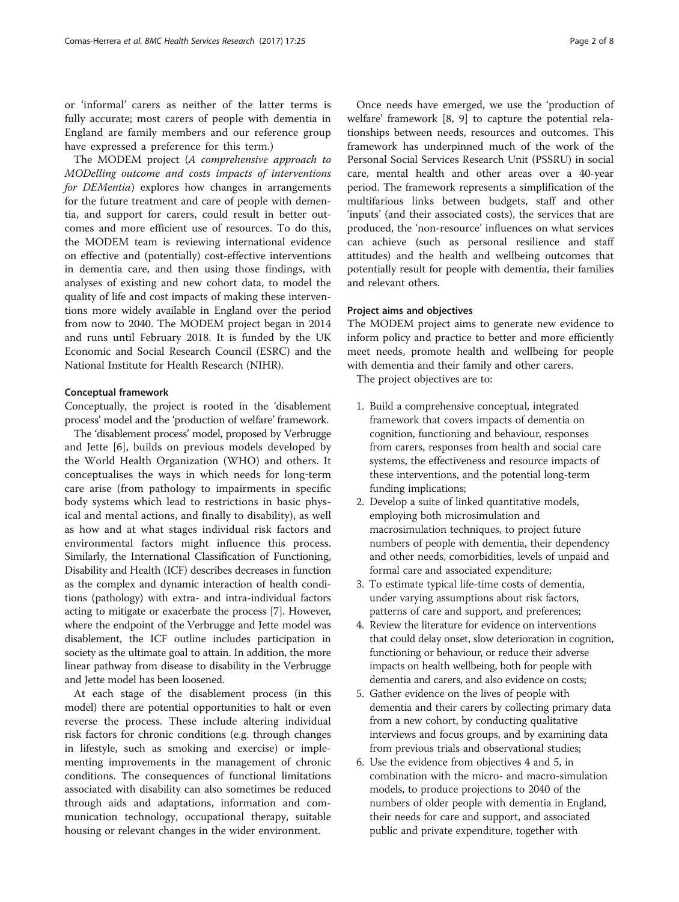or 'informal' carers as neither of the latter terms is fully accurate; most carers of people with dementia in England are family members and our reference group have expressed a preference for this term.)

The MODEM project (*A comprehensive approach to MODelling outcome and costs impacts of interventions for DEMentia*) explores how changes in arrangements for the future treatment and care of people with dementia, and support for carers, could result in better outcomes and more efficient use of resources. To do this, the MODEM team is reviewing international evidence on effective and (potentially) cost-effective interventions in dementia care, and then using those findings, with analyses of existing and new cohort data, to model the quality of life and cost impacts of making these interventions more widely available in England over the period from now to 2040. The MODEM project began in 2014 and runs until February 2018. It is funded by the UK Economic and Social Research Council (ESRC) and the National Institute for Health Research (NIHR).

#### Conceptual framework

Conceptually, the project is rooted in the 'disablement process' model and the 'production of welfare' framework.

The 'disablement process' model, proposed by Verbrugge and Jette [6], builds on previous models developed by the World Health Organization (WHO) and others. It conceptualises the ways in which needs for long-term care arise (from pathology to impairments in specific body systems which lead to restrictions in basic physical and mental actions, and finally to disability), as well as how and at what stages individual risk factors and environmental factors might influence this process. Similarly, the International Classification of Functioning, Disability and Health (ICF) describes decreases in function as the complex and dynamic interaction of health conditions (pathology) with extra- and intra-individual factors acting to mitigate or exacerbate the process [7]. However, where the endpoint of the Verbrugge and Jette model was disablement, the ICF outline includes participation in society as the ultimate goal to attain. In addition, the more linear pathway from disease to disability in the Verbrugge and Jette model has been loosened.

At each stage of the disablement process (in this model) there are potential opportunities to halt or even reverse the process. These include altering individual risk factors for chronic conditions (e.g. through changes in lifestyle, such as smoking and exercise) or implementing improvements in the management of chronic conditions. The consequences of functional limitations associated with disability can also sometimes be reduced through aids and adaptations, information and communication technology, occupational therapy, suitable housing or relevant changes in the wider environment.

Once needs have emerged, we use the 'production of welfare' framework [8, 9] to capture the potential relationships between needs, resources and outcomes. This framework has underpinned much of the work of the Personal Social Services Research Unit (PSSRU) in social care, mental health and other areas over a 40-year period. The framework represents a simplification of the multifarious links between budgets, staff and other 'inputs' (and their associated costs), the services that are produced, the 'non-resource' influences on what services can achieve (such as personal resilience and staff attitudes) and the health and wellbeing outcomes that potentially result for people with dementia, their families and relevant others.

#### Project aims and objectives

The MODEM project aims to generate new evidence to inform policy and practice to better and more efficiently meet needs, promote health and wellbeing for people with dementia and their family and other carers.

The project objectives are to:

1. Build a comprehensive conceptual, integrated framework that covers impacts of dementia on cognition, functioning and behaviour, responses from carers, responses from health and social care systems, the effectiveness and resource impacts of these interventions, and the potential long-term funding implications;
2. Develop a suite of linked quantitative models, employing both microsimulation and macrosimulation techniques, to project future numbers of people with dementia, their dependency and other needs, comorbidities, levels of unpaid and formal care and associated expenditure;
3. To estimate typical life-time costs of dementia, under varying assumptions about risk factors, patterns of care and support, and preferences;
4. Review the literature for evidence on interventions that could delay onset, slow deterioration in cognition, functioning or behaviour, or reduce their adverse impacts on health wellbeing, both for people with dementia and carers, and also evidence on costs;
5. Gather evidence on the lives of people with dementia and their carers by collecting primary data from a new cohort, by conducting qualitative interviews and focus groups, and by examining data from previous trials and observational studies;
6. Use the evidence from objectives 4 and 5, in combination with the micro- and macro-simulation models, to produce projections to 2040 of the numbers of older people with dementia in England, their needs for care and support, and associated public and private expenditure, together with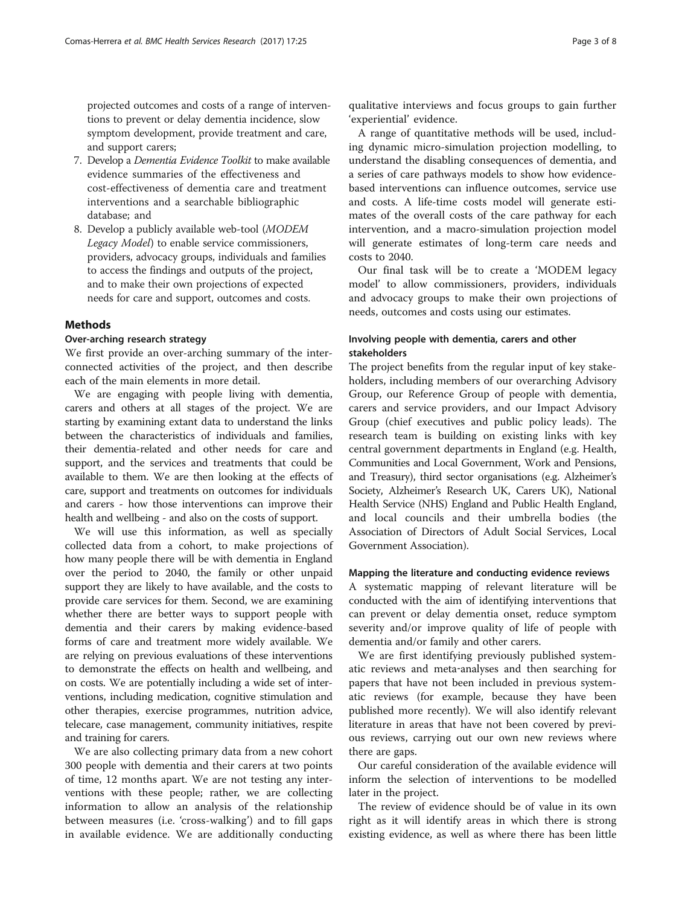projected outcomes and costs of a range of interventions to prevent or delay dementia incidence, slow symptom development, provide treatment and care, and support carers;

7. Develop a *Dementia Evidence Toolkit* to make available evidence summaries of the effectiveness and cost-effectiveness of dementia care and treatment interventions and a searchable bibliographic database; and
8. Develop a publicly available web-tool (*MODEM Legacy Model*) to enable service commissioners, providers, advocacy groups, individuals and families to access the findings and outputs of the project, and to make their own projections of expected needs for care and support, outcomes and costs.

## Methods

### Over-arching research strategy

We first provide an over-arching summary of the interconnected activities of the project, and then describe each of the main elements in more detail.

We are engaging with people living with dementia, carers and others at all stages of the project. We are starting by examining extant data to understand the links between the characteristics of individuals and families, their dementia-related and other needs for care and support, and the services and treatments that could be available to them. We are then looking at the effects of care, support and treatments on outcomes for individuals and carers - how those interventions can improve their health and wellbeing - and also on the costs of support.

We will use this information, as well as specially collected data from a cohort, to make projections of how many people there will be with dementia in England over the period to 2040, the family or other unpaid support they are likely to have available, and the costs to provide care services for them. Second, we are examining whether there are better ways to support people with dementia and their carers by making evidence-based forms of care and treatment more widely available. We are relying on previous evaluations of these interventions to demonstrate the effects on health and wellbeing, and on costs. We are potentially including a wide set of interventions, including medication, cognitive stimulation and other therapies, exercise programmes, nutrition advice, telecare, case management, community initiatives, respite and training for carers.

We are also collecting primary data from a new cohort 300 people with dementia and their carers at two points of time, 12 months apart. We are not testing any interventions with these people; rather, we are collecting information to allow an analysis of the relationship between measures (i.e. 'cross-walking') and to fill gaps in available evidence. We are additionally conducting qualitative interviews and focus groups to gain further 'experiential' evidence.

A range of quantitative methods will be used, including dynamic micro-simulation projection modelling, to understand the disabling consequences of dementia, and a series of care pathways models to show how evidence-based interventions can influence outcomes, service use and costs. A life-time costs model will generate estimates of the overall costs of the care pathway for each intervention, and a macro-simulation projection model will generate estimates of long-term care needs and costs to 2040.

Our final task will be to create a 'MODEM legacy model' to allow commissioners, providers, individuals and advocacy groups to make their own projections of needs, outcomes and costs using our estimates.

### Involving people with dementia, carers and other stakeholders

The project benefits from the regular input of key stakeholders, including members of our overarching Advisory Group, our Reference Group of people with dementia, carers and service providers, and our Impact Advisory Group (chief executives and public policy leads). The research team is building on existing links with key central government departments in England (e.g. Health, Communities and Local Government, Work and Pensions, and Treasury), third sector organisations (e.g. Alzheimer's Society, Alzheimer's Research UK, Carers UK), National Health Service (NHS) England and Public Health England, and local councils and their umbrella bodies (the Association of Directors of Adult Social Services, Local Government Association).

### Mapping the literature and conducting evidence reviews

A systematic mapping of relevant literature will be conducted with the aim of identifying interventions that can prevent or delay dementia onset, reduce symptom severity and/or improve quality of life of people with dementia and/or family and other carers.

We are first identifying previously published systematic reviews and meta-analyses and then searching for papers that have not been included in previous systematic reviews (for example, because they have been published more recently). We will also identify relevant literature in areas that have not been covered by previous reviews, carrying out our own new reviews where there are gaps.

Our careful consideration of the available evidence will inform the selection of interventions to be modelled later in the project.

The review of evidence should be of value in its own right as it will identify areas in which there is strong existing evidence, as well as where there has been little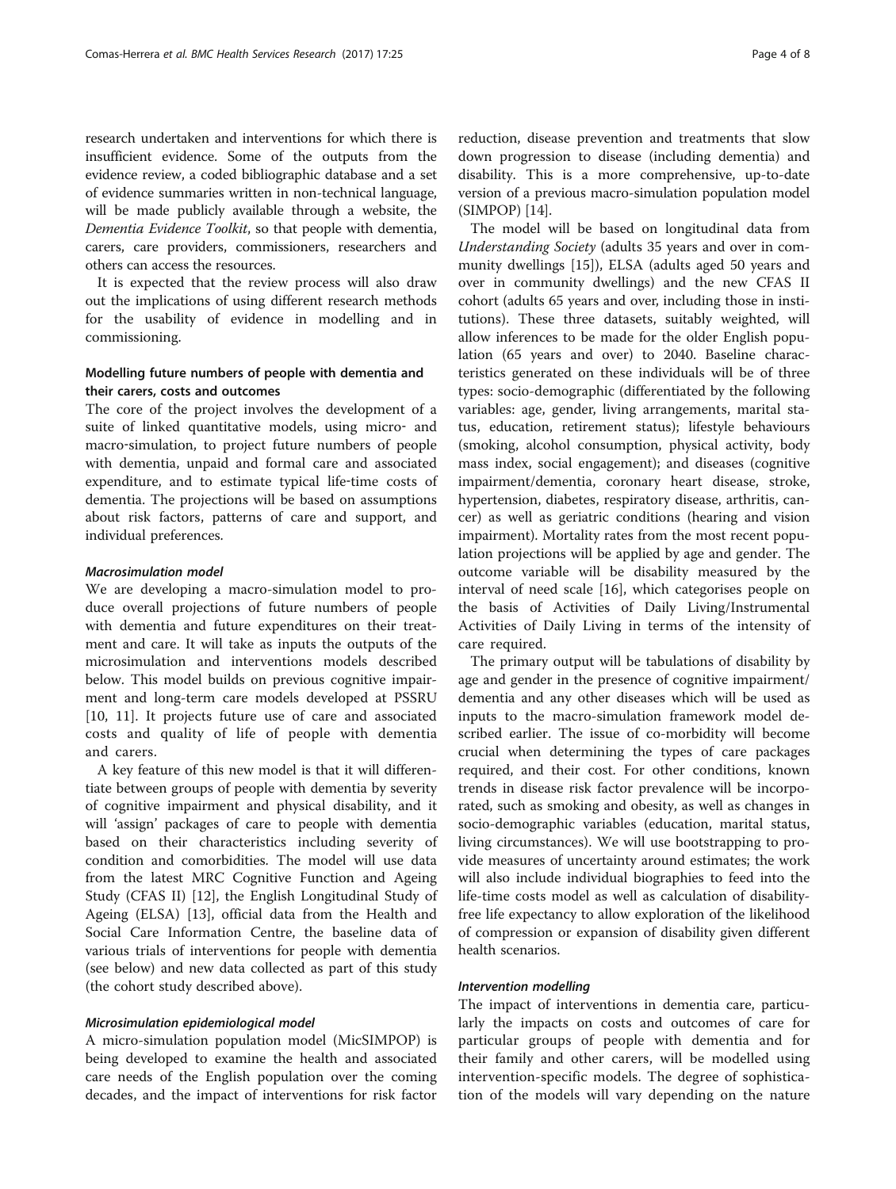research undertaken and interventions for which there is insufficient evidence. Some of the outputs from the evidence review, a coded bibliographic database and a set of evidence summaries written in non-technical language, will be made publicly available through a website, the *Dementia Evidence Toolkit*, so that people with dementia, carers, care providers, commissioners, researchers and others can access the resources.

It is expected that the review process will also draw out the implications of using different research methods for the usability of evidence in modelling and in commissioning.

### Modelling future numbers of people with dementia and their carers, costs and outcomes

The core of the project involves the development of a suite of linked quantitative models, using micro- and macro-simulation, to project future numbers of people with dementia, unpaid and formal care and associated expenditure, and to estimate typical life-time costs of dementia. The projections will be based on assumptions about risk factors, patterns of care and support, and individual preferences.

#### *Macrosimulation model*

We are developing a macro-simulation model to produce overall projections of future numbers of people with dementia and future expenditures on their treatment and care. It will take as inputs the outputs of the microsimulation and interventions models described below. This model builds on previous cognitive impairment and long-term care models developed at PSSRU [10, 11]. It projects future use of care and associated costs and quality of life of people with dementia and carers.

A key feature of this new model is that it will differentiate between groups of people with dementia by severity of cognitive impairment and physical disability, and it will 'assign' packages of care to people with dementia based on their characteristics including severity of condition and comorbidities. The model will use data from the latest MRC Cognitive Function and Ageing Study (CFAS II) [12], the English Longitudinal Study of Ageing (ELSA) [13], official data from the Health and Social Care Information Centre, the baseline data of various trials of interventions for people with dementia (see below) and new data collected as part of this study (the cohort study described above).

#### *Microsimulation epidemiological model*

A micro-simulation population model (MicSIMPOP) is being developed to examine the health and associated care needs of the English population over the coming decades, and the impact of interventions for risk factor reduction, disease prevention and treatments that slow down progression to disease (including dementia) and disability. This is a more comprehensive, up-to-date version of a previous macro-simulation population model (SIMPOP) [14].

The model will be based on longitudinal data from *Understanding Society* (adults 35 years and over in community dwellings [15]), ELSA (adults aged 50 years and over in community dwellings) and the new CFAS II cohort (adults 65 years and over, including those in institutions). These three datasets, suitably weighted, will allow inferences to be made for the older English population (65 years and over) to 2040. Baseline characteristics generated on these individuals will be of three types: socio-demographic (differentiated by the following variables: age, gender, living arrangements, marital status, education, retirement status); lifestyle behaviours (smoking, alcohol consumption, physical activity, body mass index, social engagement); and diseases (cognitive impairment/dementia, coronary heart disease, stroke, hypertension, diabetes, respiratory disease, arthritis, cancer) as well as geriatric conditions (hearing and vision impairment). Mortality rates from the most recent population projections will be applied by age and gender. The outcome variable will be disability measured by the interval of need scale [16], which categorises people on the basis of Activities of Daily Living/Instrumental Activities of Daily Living in terms of the intensity of care required.

The primary output will be tabulations of disability by age and gender in the presence of cognitive impairment/dementia and any other diseases which will be used as inputs to the macro-simulation framework model described earlier. The issue of co-morbidity will become crucial when determining the types of care packages required, and their cost. For other conditions, known trends in disease risk factor prevalence will be incorporated, such as smoking and obesity, as well as changes in socio-demographic variables (education, marital status, living circumstances). We will use bootstrapping to provide measures of uncertainty around estimates; the work will also include individual biographies to feed into the life-time costs model as well as calculation of disability-free life expectancy to allow exploration of the likelihood of compression or expansion of disability given different health scenarios.

#### *Intervention modelling*

The impact of interventions in dementia care, particularly the impacts on costs and outcomes of care for particular groups of people with dementia and for their family and other carers, will be modelled using intervention-specific models. The degree of sophistication of the models will vary depending on the nature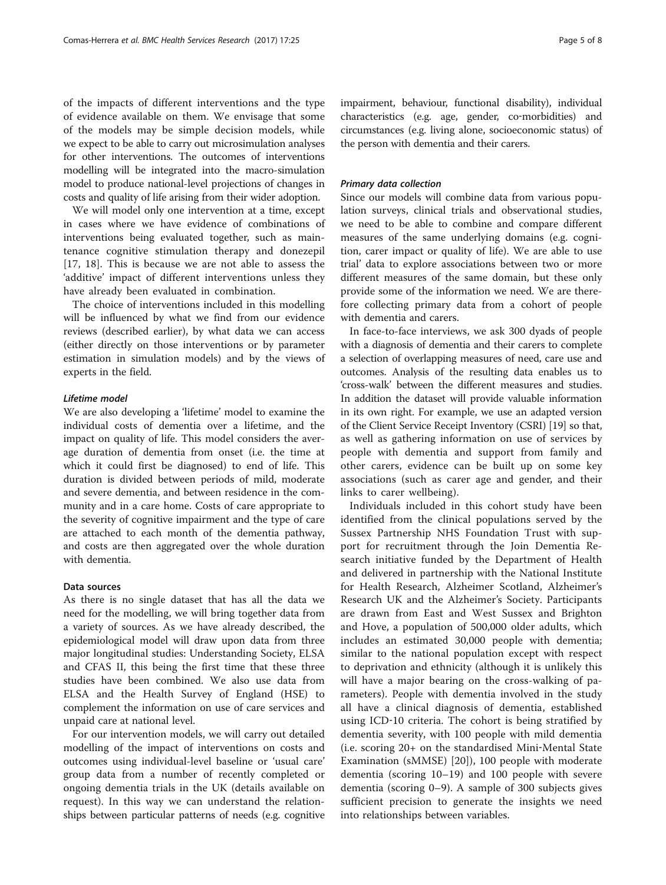of the impacts of different interventions and the type of evidence available on them. We envisage that some of the models may be simple decision models, while we expect to be able to carry out microsimulation analyses for other interventions. The outcomes of interventions modelling will be integrated into the macro-simulation model to produce national-level projections of changes in costs and quality of life arising from their wider adoption.

We will model only one intervention at a time, except in cases where we have evidence of combinations of interventions being evaluated together, such as maintenance cognitive stimulation therapy and donezepil [17, 18]. This is because we are not able to assess the 'additive' impact of different interventions unless they have already been evaluated in combination.

The choice of interventions included in this modelling will be influenced by what we find from our evidence reviews (described earlier), by what data we can access (either directly on those interventions or by parameter estimation in simulation models) and by the views of experts in the field.

#### *Lifetime model*

We are also developing a 'lifetime' model to examine the individual costs of dementia over a lifetime, and the impact on quality of life. This model considers the average duration of dementia from onset (i.e. the time at which it could first be diagnosed) to end of life. This duration is divided between periods of mild, moderate and severe dementia, and between residence in the community and in a care home. Costs of care appropriate to the severity of cognitive impairment and the type of care are attached to each month of the dementia pathway, and costs are then aggregated over the whole duration with dementia.

### Data sources

As there is no single dataset that has all the data we need for the modelling, we will bring together data from a variety of sources. As we have already described, the epidemiological model will draw upon data from three major longitudinal studies: Understanding Society, ELSA and CFAS II, this being the first time that these three studies have been combined. We also use data from ELSA and the Health Survey of England (HSE) to complement the information on use of care services and unpaid care at national level.

For our intervention models, we will carry out detailed modelling of the impact of interventions on costs and outcomes using individual-level baseline or 'usual care' group data from a number of recently completed or ongoing dementia trials in the UK (details available on request). In this way we can understand the relationships between particular patterns of needs (e.g. cognitive impairment, behaviour, functional disability), individual characteristics (e.g. age, gender, co-morbidities) and circumstances (e.g. living alone, socioeconomic status) of the person with dementia and their carers.

#### *Primary data collection*

Since our models will combine data from various population surveys, clinical trials and observational studies, we need to be able to combine and compare different measures of the same underlying domains (e.g. cognition, carer impact or quality of life). We are able to use trial' data to explore associations between two or more different measures of the same domain, but these only provide some of the information we need. We are therefore collecting primary data from a cohort of people with dementia and carers.

In face-to-face interviews, we ask 300 dyads of people with a diagnosis of dementia and their carers to complete a selection of overlapping measures of need, care use and outcomes. Analysis of the resulting data enables us to 'cross-walk' between the different measures and studies. In addition the dataset will provide valuable information in its own right. For example, we use an adapted version of the Client Service Receipt Inventory (CSRI) [19] so that, as well as gathering information on use of services by people with dementia and support from family and other carers, evidence can be built up on some key associations (such as carer age and gender, and their links to carer wellbeing).

Individuals included in this cohort study have been identified from the clinical populations served by the Sussex Partnership NHS Foundation Trust with support for recruitment through the Join Dementia Research initiative funded by the Department of Health and delivered in partnership with the National Institute for Health Research, Alzheimer Scotland, Alzheimer's Research UK and the Alzheimer's Society. Participants are drawn from East and West Sussex and Brighton and Hove, a population of 500,000 older adults, which includes an estimated 30,000 people with dementia; similar to the national population except with respect to deprivation and ethnicity (although it is unlikely this will have a major bearing on the cross-walking of parameters). People with dementia involved in the study all have a clinical diagnosis of dementia, established using ICD-10 criteria. The cohort is being stratified by dementia severity, with 100 people with mild dementia (i.e. scoring 20+ on the standardised Mini-Mental State Examination (sMMSE) [20]), 100 people with moderate dementia (scoring 10–19) and 100 people with severe dementia (scoring 0–9). A sample of 300 subjects gives sufficient precision to generate the insights we need into relationships between variables.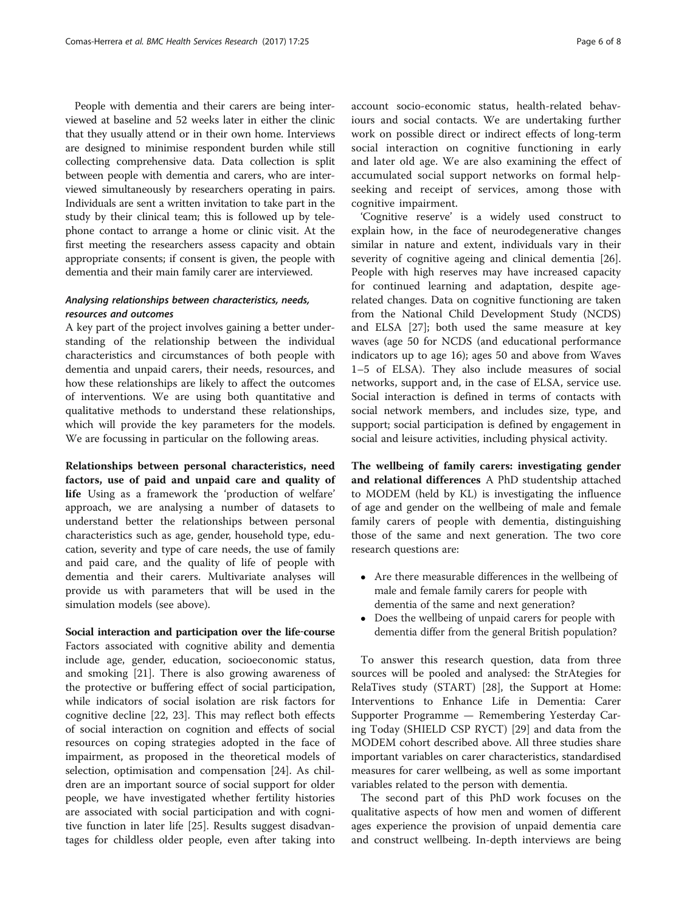People with dementia and their carers are being interviewed at baseline and 52 weeks later in either the clinic that they usually attend or in their own home. Interviews are designed to minimise respondent burden while still collecting comprehensive data. Data collection is split between people with dementia and carers, who are interviewed simultaneously by researchers operating in pairs. Individuals are sent a written invitation to take part in the study by their clinical team; this is followed up by telephone contact to arrange a home or clinic visit. At the first meeting the researchers assess capacity and obtain appropriate consents; if consent is given, the people with dementia and their main family carer are interviewed.

### *Analysing relationships between characteristics, needs, resources and outcomes*

A key part of the project involves gaining a better understanding of the relationship between the individual characteristics and circumstances of both people with dementia and unpaid carers, their needs, resources, and how these relationships are likely to affect the outcomes of interventions. We are using both quantitative and qualitative methods to understand these relationships, which will provide the key parameters for the models. We are focussing in particular on the following areas.

**Relationships between personal characteristics, need factors, use of paid and unpaid care and quality of life** Using as a framework the 'production of welfare' approach, we are analysing a number of datasets to understand better the relationships between personal characteristics such as age, gender, household type, education, severity and type of care needs, the use of family and paid care, and the quality of life of people with dementia and their carers. Multivariate analyses will provide us with parameters that will be used in the simulation models (see above).

**Social interaction and participation over the life-course** Factors associated with cognitive ability and dementia include age, gender, education, socioeconomic status, and smoking [21]. There is also growing awareness of the protective or buffering effect of social participation, while indicators of social isolation are risk factors for cognitive decline [22, 23]. This may reflect both effects of social interaction on cognition and effects of social resources on coping strategies adopted in the face of impairment, as proposed in the theoretical models of selection, optimisation and compensation [24]. As children are an important source of social support for older people, we have investigated whether fertility histories are associated with social participation and with cognitive function in later life [25]. Results suggest disadvantages for childless older people, even after taking into account socio-economic status, health-related behaviours and social contacts. We are undertaking further work on possible direct or indirect effects of long-term social interaction on cognitive functioning in early and later old age. We are also examining the effect of accumulated social support networks on formal help-seeking and receipt of services, among those with cognitive impairment.

'Cognitive reserve' is a widely used construct to explain how, in the face of neurodegenerative changes similar in nature and extent, individuals vary in their severity of cognitive ageing and clinical dementia [26]. People with high reserves may have increased capacity for continued learning and adaptation, despite age-related changes. Data on cognitive functioning are taken from the National Child Development Study (NCDS) and ELSA [27]; both used the same measure at key waves (age 50 for NCDS (and educational performance indicators up to age 16); ages 50 and above from Waves 1–5 of ELSA). They also include measures of social networks, support and, in the case of ELSA, service use. Social interaction is defined in terms of contacts with social network members, and includes size, type, and support; social participation is defined by engagement in social and leisure activities, including physical activity.

**The wellbeing of family carers: investigating gender and relational differences** A PhD studentship attached to MODEM (held by KL) is investigating the influence of age and gender on the wellbeing of male and female family carers of people with dementia, distinguishing those of the same and next generation. The two core research questions are:

- Are there measurable differences in the wellbeing of male and female family carers for people with dementia of the same and next generation?
- Does the wellbeing of unpaid carers for people with dementia differ from the general British population?

To answer this research question, data from three sources will be pooled and analysed: the StrAtegies for RelaTives study (START) [28], the Support at Home: Interventions to Enhance Life in Dementia: Carer Supporter Programme — Remembering Yesterday Caring Today (SHIELD CSP RYCT) [29] and data from the MODEM cohort described above. All three studies share important variables on carer characteristics, standardised measures for carer wellbeing, as well as some important variables related to the person with dementia.

The second part of this PhD work focuses on the qualitative aspects of how men and women of different ages experience the provision of unpaid dementia care and construct wellbeing. In-depth interviews are being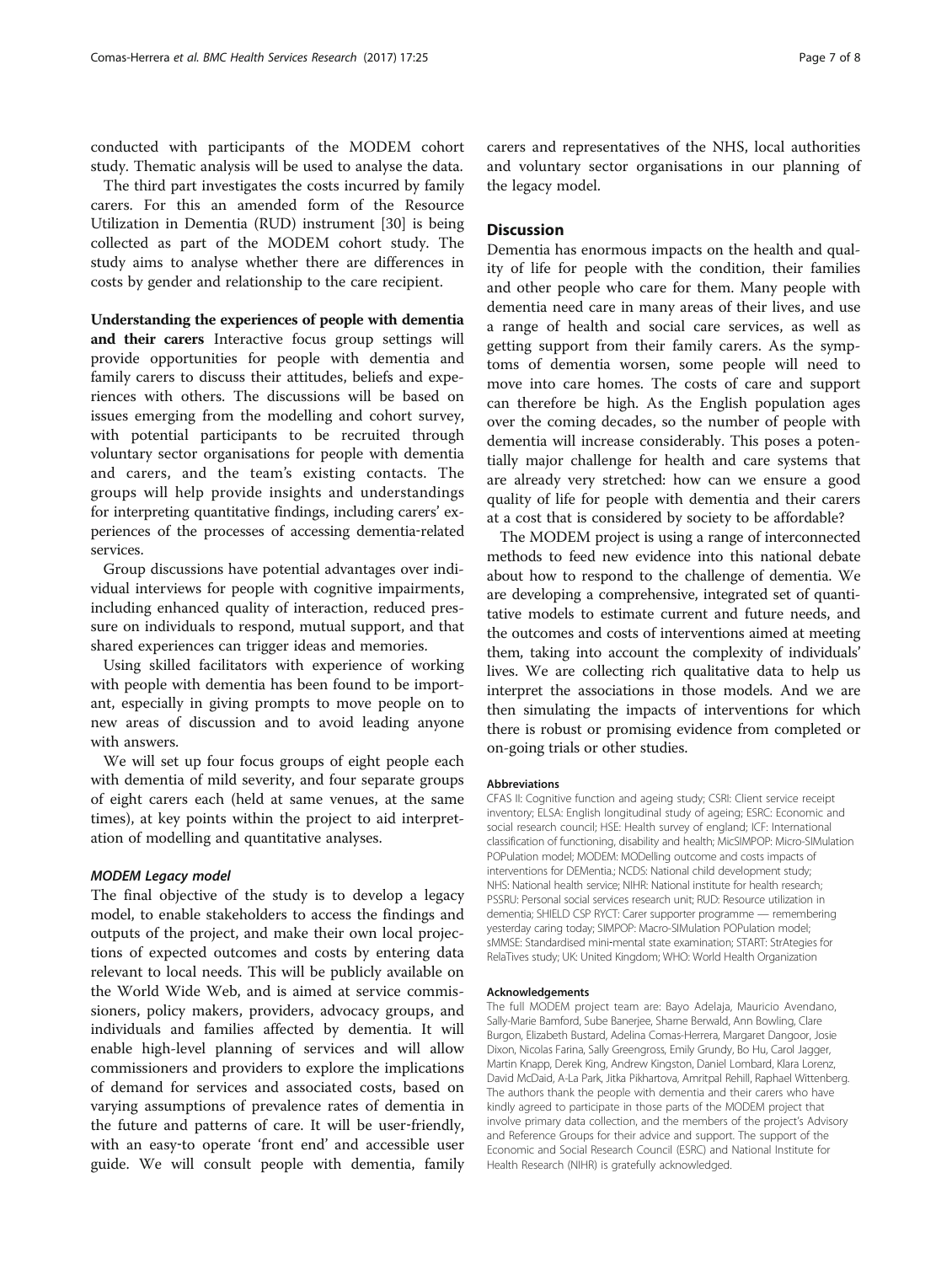conducted with participants of the MODEM cohort study. Thematic analysis will be used to analyse the data.

The third part investigates the costs incurred by family carers. For this an amended form of the Resource Utilization in Dementia (RUD) instrument [30] is being collected as part of the MODEM cohort study. The study aims to analyse whether there are differences in costs by gender and relationship to the care recipient.

**Understanding the experiences of people with dementia and their carers** Interactive focus group settings will provide opportunities for people with dementia and family carers to discuss their attitudes, beliefs and experiences with others. The discussions will be based on issues emerging from the modelling and cohort survey, with potential participants to be recruited through voluntary sector organisations for people with dementia and carers, and the team's existing contacts. The groups will help provide insights and understandings for interpreting quantitative findings, including carers' experiences of the processes of accessing dementia-related services.

Group discussions have potential advantages over individual interviews for people with cognitive impairments, including enhanced quality of interaction, reduced pressure on individuals to respond, mutual support, and that shared experiences can trigger ideas and memories.

Using skilled facilitators with experience of working with people with dementia has been found to be important, especially in giving prompts to move people on to new areas of discussion and to avoid leading anyone with answers.

We will set up four focus groups of eight people each with dementia of mild severity, and four separate groups of eight carers each (held at same venues, at the same times), at key points within the project to aid interpretation of modelling and quantitative analyses.

### *MODEM Legacy model*

The final objective of the study is to develop a legacy model, to enable stakeholders to access the findings and outputs of the project, and make their own local projections of expected outcomes and costs by entering data relevant to local needs. This will be publicly available on the World Wide Web, and is aimed at service commissioners, policy makers, providers, advocacy groups, and individuals and families affected by dementia. It will enable high-level planning of services and will allow commissioners and providers to explore the implications of demand for services and associated costs, based on varying assumptions of prevalence rates of dementia in the future and patterns of care. It will be user-friendly, with an easy-to operate 'front end' and accessible user guide. We will consult people with dementia, family carers and representatives of the NHS, local authorities and voluntary sector organisations in our planning of the legacy model.

## Discussion

Dementia has enormous impacts on the health and quality of life for people with the condition, their families and other people who care for them. Many people with dementia need care in many areas of their lives, and use a range of health and social care services, as well as getting support from their family carers. As the symptoms of dementia worsen, some people will need to move into care homes. The costs of care and support can therefore be high. As the English population ages over the coming decades, so the number of people with dementia will increase considerably. This poses a potentially major challenge for health and care systems that are already very stretched: how can we ensure a good quality of life for people with dementia and their carers at a cost that is considered by society to be affordable?

The MODEM project is using a range of interconnected methods to feed new evidence into this national debate about how to respond to the challenge of dementia. We are developing a comprehensive, integrated set of quantitative models to estimate current and future needs, and the outcomes and costs of interventions aimed at meeting them, taking into account the complexity of individuals' lives. We are collecting rich qualitative data to help us interpret the associations in those models. And we are then simulating the impacts of interventions for which there is robust or promising evidence from completed or on-going trials or other studies.

#### Abbreviations

CFAS II: Cognitive function and ageing study; CSRI: Client service receipt inventory; ELSA: English longitudinal study of ageing; ESRC: Economic and social research council; HSE: Health survey of england; ICF: International classification of functioning, disability and health; MicSIMPOP: Micro-SIMulation POPulation model; MODEM: MODelling outcome and costs impacts of interventions for DEMentia.; NCDS: National child development study; NHS: National health service; NIHR: National institute for health research; PSSRU: Personal social services research unit; RUD: Resource utilization in dementia; SHIELD CSP RYCT: Carer supporter programme — remembering yesterday caring today; SIMPOP: Macro-SIMulation POPulation model; sMMSE: Standardised mini-mental state examination; START: StrAtegies for RelaTives study; UK: United Kingdom; WHO: World Health Organization

#### Acknowledgements

The full MODEM project team are: Bayo Adelaja, Mauricio Avendano, Sally-Marie Bamford, Sube Banerjee, Shamé Berwald, Ann Bowling, Clare Burgon, Elizabeth Bustard, Adelina Comas-Herrera, Margaret Dangoor, Josie Dixon, Nicolas Farina, Sally Greengross, Emily Grundy, Bo Hu, Carol Jagger, Martin Knapp, Derek King, Andrew Kingston, Daniel Lombard, Klara Lorenz, David McDaid, A-La Park, Jitka Pikhartova, Amritpal Rehill, Raphael Wittenberg. The authors thank the people with dementia and their carers who have kindly agreed to participate in those parts of the MODEM project that involve primary data collection, and the members of the project's Advisory and Reference Groups for their advice and support. The support of the Economic and Social Research Council (ESRC) and National Institute for Health Research (NIHR) is gratefully acknowledged.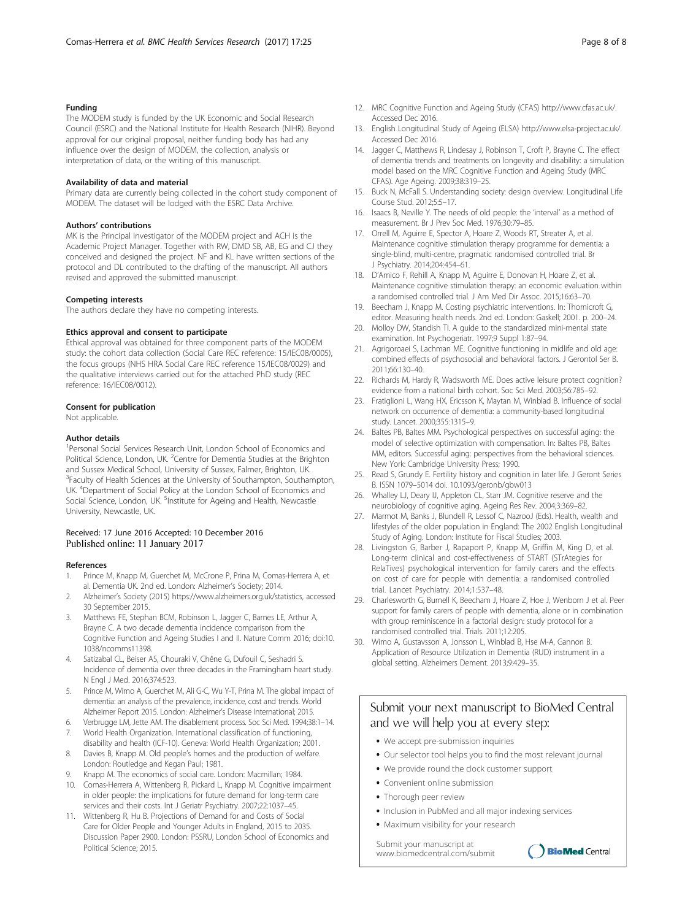#### Funding

The MODEM study is funded by the UK Economic and Social Research Council (ESRC) and the National Institute for Health Research (NIHR). Beyond approval for our original proposal, neither funding body has had any influence over the design of MODEM, the collection, analysis or interpretation of data, or the writing of this manuscript.

#### Availability of data and material

Primary data are currently being collected in the cohort study component of MODEM. The dataset will be lodged with the ESRC Data Archive.

#### Authors' contributions

MK is the Principal Investigator of the MODEM project and ACH is the Academic Project Manager. Together with RW, DMD SB, AB, EG and CJ they conceived and designed the project. NF and KL have written sections of the protocol and DL contributed to the drafting of the manuscript. All authors revised and approved the submitted manuscript.

#### Competing interests

The authors declare they have no competing interests.

#### Ethics approval and consent to participate

Ethical approval was obtained for three component parts of the MODEM study: the cohort data collection (Social Care REC reference: 15/IEC08/0005), the focus groups (NHS HRA Social Care REC reference 15/IEC08/0029) and the qualitative interviews carried out for the attached PhD study (REC reference: 16/IEC08/0012).

#### Consent for publication

Not applicable.

#### Author details

[1]Personal Social Services Research Unit, London School of Economics and Political Science, London, UK. [2]Centre for Dementia Studies at the Brighton and Sussex Medical School, University of Sussex, Falmer, Brighton, UK. [3]Faculty of Health Sciences at the University of Southampton, Southampton, UK. [4]Department of Social Policy at the London School of Economics and Social Science, London, UK. [5]Institute for Ageing and Health, Newcastle University, Newcastle, UK.

Received: 17 June 2016 Accepted: 10 December 2016
Published online: 11 January 2017

#### References

1. Prince M, Knapp M, Guerchet M, McCrone P, Prina M, Comas-Herrera A, et al. Dementia UK. 2nd ed. London: Alzheimer's Society; 2014.
2. Alzheimer's Society (2015) https://www.alzheimers.org.uk/statistics, accessed 30 September 2015.
3. Matthews FE, Stephan BCM, Robinson L, Jagger C, Barnes LE, Arthur A, Brayne C. A two decade dementia incidence comparison from the Cognitive Function and Ageing Studies I and II. Nature Comm 2016; doi:10.1038/ncomms11398.
4. Satizabal CL, Beiser AS, Chouraki V, Chêne G, Dufouil C, Seshadri S. Incidence of dementia over three decades in the Framingham heart study. N Engl J Med. 2016;374:523.
5. Prince M, Wimo A, Guerchet M, Ali G-C, Wu Y-T, Prina M. The global impact of dementia: an analysis of the prevalence, incidence, cost and trends. World Alzheimer Report 2015. London: Alzheimer's Disease International; 2015.
6. Verbrugge LM, Jette AM. The disablement process. Soc Sci Med. 1994;38:1–14.
7. World Health Organization. International classification of functioning, disability and health (ICF-10). Geneva: World Health Organization; 2001.
8. Davies B, Knapp M. Old people's homes and the production of welfare. London: Routledge and Kegan Paul; 1981.
9. Knapp M. The economics of social care. London: Macmillan; 1984.
10. Comas-Herrera A, Wittenberg R, Pickard L, Knapp M. Cognitive impairment in older people: the implications for future demand for long-term care services and their costs. Int J Geriatr Psychiatry. 2007;22:1037–45.
11. Wittenberg R, Hu B. Projections of Demand for and Costs of Social Care for Older People and Younger Adults in England, 2015 to 2035. Discussion Paper 2900. London: PSSRU, London School of Economics and Political Science; 2015.
12. MRC Cognitive Function and Ageing Study (CFAS) http://www.cfas.ac.uk/. Accessed Dec 2016.
13. English Longitudinal Study of Ageing (ELSA) http://www.elsa-project.ac.uk/. Accessed Dec 2016.
14. Jagger C, Matthews R, Lindesay J, Robinson T, Croft P, Brayne C. The effect of dementia trends and treatments on longevity and disability: a simulation model based on the MRC Cognitive Function and Ageing Study (MRC CFAS). Age Ageing. 2009;38:319–25.
15. Buck N, McFall S. Understanding society: design overview. Longitudinal Life Course Stud. 2012;5:5–17.
16. Isaacs B, Neville Y. The needs of old people: the 'interval' as a method of measurement. Br J Prev Soc Med. 1976;30:79–85.
17. Orrell M, Aguirre E, Spector A, Hoare Z, Woods RT, Streater A, et al. Maintenance cognitive stimulation therapy programme for dementia: a single-blind, multi-centre, pragmatic randomised controlled trial. Br J Psychiatry. 2014;204:454–61.
18. D'Amico F, Rehill A, Knapp M, Aguirre E, Donovan H, Hoare Z, et al. Maintenance cognitive stimulation therapy: an economic evaluation within a randomised controlled trial. J Am Med Dir Assoc. 2015;16:63–70.
19. Beecham J, Knapp M. Costing psychiatric interventions. In: Thornicroft G, editor. Measuring health needs. 2nd ed. London: Gaskell; 2001. p. 200–24.
20. Molloy DW, Standish TI. A guide to the standardized mini-mental state examination. Int Psychogeriatr. 1997;9 Suppl 1:87–94.
21. Agrigoroaei S, Lachman ME. Cognitive functioning in midlife and old age: combined effects of psychosocial and behavioral factors. J Gerontol Ser B. 2011;66:130–40.
22. Richards M, Hardy R, Wadsworth ME. Does active leisure protect cognition? evidence from a national birth cohort. Soc Sci Med. 2003;56:785–92.
23. Fratiglioni L, Wang HX, Ericsson K, Maytan M, Winblad B. Influence of social network on occurrence of dementia: a community-based longitudinal study. Lancet. 2000;355:1315–9.
24. Baltes PB, Baltes MM. Psychological perspectives on successful aging: the model of selective optimization with compensation. In: Baltes PB, Baltes MM, editors. Successful aging: perspectives from the behavioral sciences. New York: Cambridge University Press; 1990.
25. Read S, Grundy E. Fertility history and cognition in later life. J Geront Series B. ISSN 1079–5014 doi. 10.1093/geronb/gbw013
26. Whalley LJ, Deary IJ, Appleton CL, Starr JM. Cognitive reserve and the neurobiology of cognitive aging. Ageing Res Rev. 2004;3:369–82.
27. Marmot M, Banks J, Blundell R, Lessof C, NazrooJ (Eds). Health, wealth and lifestyles of the older population in England: The 2002 English Longitudinal Study of Aging. London: Institute for Fiscal Studies; 2003.
28. Livingston G, Barber J, Rapaport P, Knapp M, Griffin M, King D, et al. Long-term clinical and cost-effectiveness of START (STrAtegies for RelaTives) psychological intervention for family carers and the effects on cost of care for people with dementia: a randomised controlled trial. Lancet Psychiatry. 2014;1:537–48.
29. Charlesworth G, Burnell K, Beecham J, Hoare Z, Hoe J, Wenborn J et al. Peer support for family carers of people with dementia, alone or in combination with group reminiscence in a factorial design: study protocol for a randomised controlled trial. Trials. 2011;12:205.
30. Wimo A, Gustavsson A, Jonsson L, Winblad B, Hse M-A, Gannon B. Application of Resource Utilization in Dementia (RUD) instrument in a global setting. Alzheimers Dement. 2013;9:429–35.

Submit your next manuscript to BioMed Central and we will help you at every step:

- We accept pre-submission inquiries
- Our selector tool helps you to find the most relevant journal
- We provide round the clock customer support
- Convenient online submission
- Thorough peer review
- Inclusion in PubMed and all major indexing services
- Maximum visibility for your research

Submit your manuscript at
www.biomedcentral.com/submit

BioMed Central